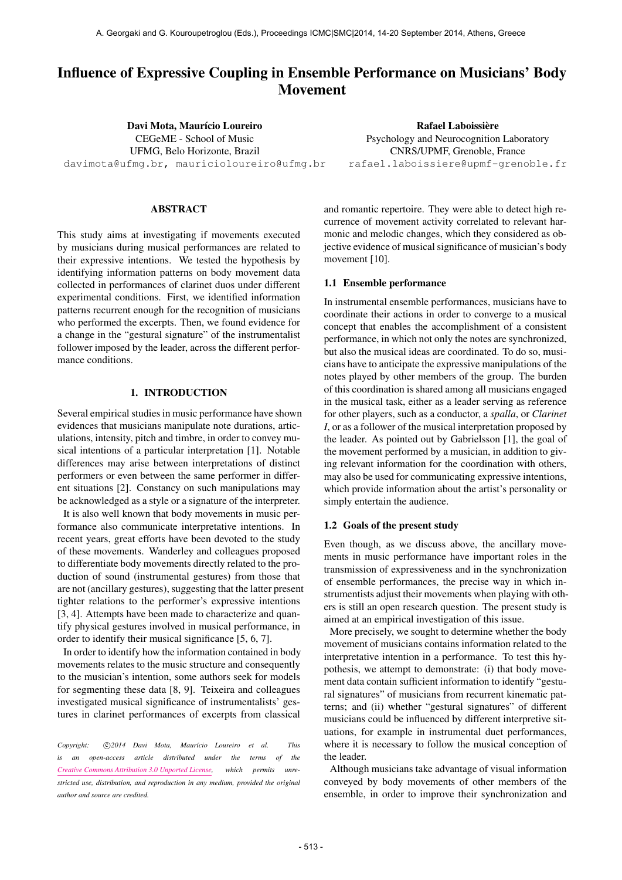# Influence of Expressive Coupling in Ensemble Performance on Musicians' Body Movement

**Davi Mota, Maurício Loureiro**
CEGeME - School of Music
UFMG, Belo Horizonte, Brazil
davimota@ufmg.br, mauricioloureiro@ufmg.br

**Rafael Laboissière**
Psychology and Neurocognition Laboratory
CNRS/UPMF, Grenoble, France
rafael.laboissiere@upmf-grenoble.fr

## ABSTRACT

This study aims at investigating if movements executed by musicians during musical performances are related to their expressive intentions. We tested the hypothesis by identifying information patterns on body movement data collected in performances of clarinet duos under different experimental conditions. First, we identified information patterns recurrent enough for the recognition of musicians who performed the excerpts. Then, we found evidence for a change in the "gestural signature" of the instrumentalist follower imposed by the leader, across the different performance conditions.

## 1. INTRODUCTION

Several empirical studies in music performance have shown evidences that musicians manipulate note durations, articulations, intensity, pitch and timbre, in order to convey musical intentions of a particular interpretation [1]. Notable differences may arise between interpretations of distinct performers or even between the same performer in different situations [2]. Constancy on such manipulations may be acknowledged as a style or a signature of the interpreter.

It is also well known that body movements in music performance also communicate interpretative intentions. In recent years, great efforts have been devoted to the study of these movements. Wanderley and colleagues proposed to differentiate body movements directly related to the production of sound (instrumental gestures) from those that are not (ancillary gestures), suggesting that the latter present tighter relations to the performer's expressive intentions [3, 4]. Attempts have been made to characterize and quantify physical gestures involved in musical performance, in order to identify their musical significance [5, 6, 7].

In order to identify how the information contained in body movements relates to the music structure and consequently to the musician's intention, some authors seek for models for segmenting these data [8, 9]. Teixeira and colleagues investigated musical significance of instrumentalists' gestures in clarinet performances of excerpts from classical and romantic repertoire. They were able to detect high recurrence of movement activity correlated to relevant harmonic and melodic changes, which they considered as objective evidence of musical significance of musician's body movement [10].

*Copyright: ©2014 Davi Mota, Maurício Loureiro et al. This is an open-access article distributed under the terms of the Creative Commons Attribution 3.0 Unported License, which permits unrestricted use, distribution, and reproduction in any medium, provided the original author and source are credited.*

### 1.1 Ensemble performance

In instrumental ensemble performances, musicians have to coordinate their actions in order to converge to a musical concept that enables the accomplishment of a consistent performance, in which not only the notes are synchronized, but also the musical ideas are coordinated. To do so, musicians have to anticipate the expressive manipulations of the notes played by other members of the group. The burden of this coordination is shared among all musicians engaged in the musical task, either as a leader serving as reference for other players, such as a conductor, a *spalla*, or *Clarinet I*, or as a follower of the musical interpretation proposed by the leader. As pointed out by Gabrielsson [1], the goal of the movement performed by a musician, in addition to giving relevant information for the coordination with others, may also be used for communicating expressive intentions, which provide information about the artist's personality or simply entertain the audience.

### 1.2 Goals of the present study

Even though, as we discuss above, the ancillary movements in music performance have important roles in the transmission of expressiveness and in the synchronization of ensemble performances, the precise way in which instrumentists adjust their movements when playing with others is still an open research question. The present study is aimed at an empirical investigation of this issue.

More precisely, we sought to determine whether the body movement of musicians contains information related to the interpretative intention in a performance. To test this hypothesis, we attempt to demonstrate: (i) that body movement data contain sufficient information to identify "gestural signatures" of musicians from recurrent kinematic patterns; and (ii) whether "gestural signatures" of different musicians could be influenced by different interpretive situations, for example in instrumental duet performances, where it is necessary to follow the musical conception of the leader.

Although musicians take advantage of visual information conveyed by body movements of other members of the ensemble, in order to improve their synchronization and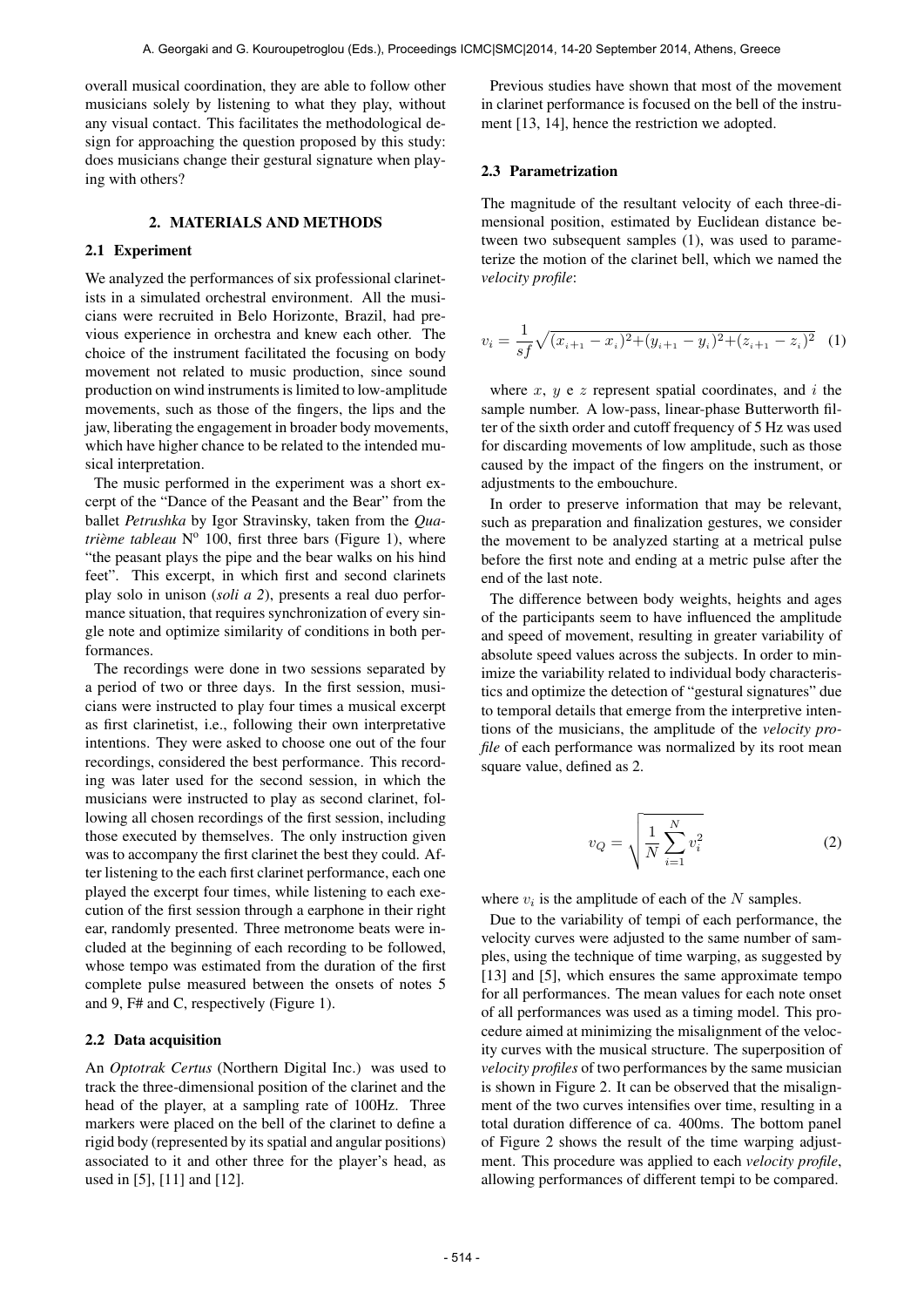overall musical coordination, they are able to follow other musicians solely by listening to what they play, without any visual contact. This facilitates the methodological design for approaching the question proposed by this study: does musicians change their gestural signature when playing with others?

## 2. MATERIALS AND METHODS

### 2.1 Experiment

We analyzed the performances of six professional clarinetists in a simulated orchestral environment. All the musicians were recruited in Belo Horizonte, Brazil, had previous experience in orchestra and knew each other. The choice of the instrument facilitated the focusing on body movement not related to music production, since sound production on wind instruments is limited to low-amplitude movements, such as those of the fingers, the lips and the jaw, liberating the engagement in broader body movements, which have higher chance to be related to the intended musical interpretation.

The music performed in the experiment was a short excerpt of the "Dance of the Peasant and the Bear" from the ballet *Petrushka* by Igor Stravinsky, taken from the *Quatrième tableau* Nº 100, first three bars (Figure 1), where "the peasant plays the pipe and the bear walks on his hind feet". This excerpt, in which first and second clarinets play solo in unison (*soli a 2*), presents a real duo performance situation, that requires synchronization of every single note and optimize similarity of conditions in both performances.

The recordings were done in two sessions separated by a period of two or three days. In the first session, musicians were instructed to play four times a musical excerpt as first clarinetist, i.e., following their own interpretative intentions. They were asked to choose one out of the four recordings, considered the best performance. This recording was later used for the second session, in which the musicians were instructed to play as second clarinet, following all chosen recordings of the first session, including those executed by themselves. The only instruction given was to accompany the first clarinet the best they could. After listening to the each first clarinet performance, each one played the excerpt four times, while listening to each execution of the first session through a earphone in their right ear, randomly presented. Three metronome beats were included at the beginning of each recording to be followed, whose tempo was estimated from the duration of the first complete pulse measured between the onsets of notes 5 and 9, F# and C, respectively (Figure 1).

### 2.2 Data acquisition

An *Optotrak Certus* (Northern Digital Inc.) was used to track the three-dimensional position of the clarinet and the head of the player, at a sampling rate of 100Hz. Three markers were placed on the bell of the clarinet to define a rigid body (represented by its spatial and angular positions) associated to it and other three for the player's head, as used in [5], [11] and [12].

Previous studies have shown that most of the movement in clarinet performance is focused on the bell of the instrument [13, 14], hence the restriction we adopted.

### 2.3 Parametrization

The magnitude of the resultant velocity of each three-dimensional position, estimated by Euclidean distance between two subsequent samples (1), was used to parameterize the motion of the clarinet bell, which we named the *velocity profile*:

$$v_i = \frac{1}{sf}\sqrt{(x_{i+1} - x_i)^2 + (y_{i+1} - y_i)^2 + (z_{i+1} - z_i)^2} \quad (1)$$

where $x$, $y$ e $z$ represent spatial coordinates, and $i$ the sample number. A low-pass, linear-phase Butterworth filter of the sixth order and cutoff frequency of 5 Hz was used for discarding movements of low amplitude, such as those caused by the impact of the fingers on the instrument, or adjustments to the embouchure.

In order to preserve information that may be relevant, such as preparation and finalization gestures, we consider the movement to be analyzed starting at a metrical pulse before the first note and ending at a metric pulse after the end of the last note.

The difference between body weights, heights and ages of the participants seem to have influenced the amplitude and speed of movement, resulting in greater variability of absolute speed values across the subjects. In order to minimize the variability related to individual body characteristics and optimize the detection of "gestural signatures" due to temporal details that emerge from the interpretive intentions of the musicians, the amplitude of the *velocity profile* of each performance was normalized by its root mean square value, defined as 2.

$$v_Q = \sqrt{\frac{1}{N}\sum_{i=1}^{N} v_i^2} \quad (2)$$

where $v_i$ is the amplitude of each of the $N$ samples.

Due to the variability of tempi of each performance, the velocity curves were adjusted to the same number of samples, using the technique of time warping, as suggested by [13] and [5], which ensures the same approximate tempo for all performances. The mean values for each note onset of all performances was used as a timing model. This procedure aimed at minimizing the misalignment of the velocity curves with the musical structure. The superposition of *velocity profiles* of two performances by the same musician is shown in Figure 2. It can be observed that the misalignment of the two curves intensifies over time, resulting in a total duration difference of ca. 400ms. The bottom panel of Figure 2 shows the result of the time warping adjustment. This procedure was applied to each *velocity profile*, allowing performances of different tempi to be compared.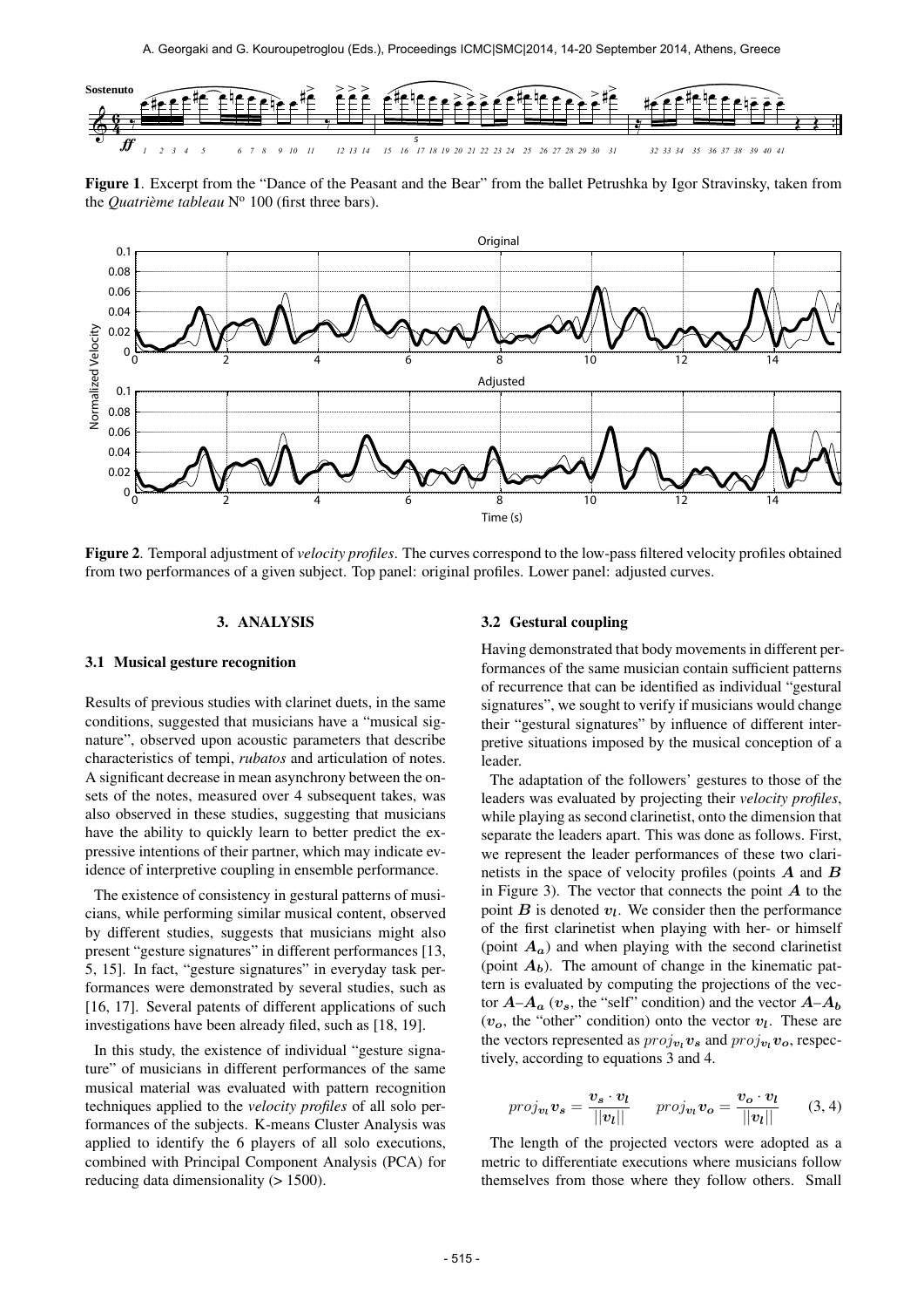**Figure 1**. Excerpt from the "Dance of the Peasant and the Bear" from the ballet Petrushka by Igor Stravinsky, taken from the *Quatrième tableau* N° 100 (first three bars).

**Figure 2**. Temporal adjustment of *velocity profiles*. The curves correspond to the low-pass filtered velocity profiles obtained from two performances of a given subject. Top panel: original profiles. Lower panel: adjusted curves.

## 3. ANALYSIS

### 3.1 Musical gesture recognition

Results of previous studies with clarinet duets, in the same conditions, suggested that musicians have a "musical signature", observed upon acoustic parameters that describe characteristics of tempi, *rubatos* and articulation of notes. A significant decrease in mean asynchrony between the onsets of the notes, measured over 4 subsequent takes, was also observed in these studies, suggesting that musicians have the ability to quickly learn to better predict the expressive intentions of their partner, which may indicate evidence of interpretive coupling in ensemble performance.

The existence of consistency in gestural patterns of musicians, while performing similar musical content, observed by different studies, suggests that musicians might also present "gesture signatures" in different performances [13, 5, 15]. In fact, "gesture signatures" in everyday task performances were demonstrated by several studies, such as [16, 17]. Several patents of different applications of such investigations have been already filed, such as [18, 19].

In this study, the existence of individual "gesture signature" of musicians in different performances of the same musical material was evaluated with pattern recognition techniques applied to the *velocity profiles* of all solo performances of the subjects. K-means Cluster Analysis was applied to identify the 6 players of all solo executions, combined with Principal Component Analysis (PCA) for reducing data dimensionality (> 1500).

### 3.2 Gestural coupling

Having demonstrated that body movements in different performances of the same musician contain sufficient patterns of recurrence that can be identified as individual "gestural signatures", we sought to verify if musicians would change their "gestural signatures" by influence of different interpretive situations imposed by the musical conception of a leader.

The adaptation of the followers' gestures to those of the leaders was evaluated by projecting their *velocity profiles*, while playing as second clarinetist, onto the dimension that separate the leaders apart. This was done as follows. First, we represent the leader performances of these two clarinetists in the space of velocity profiles (points $\boldsymbol{A}$ and $\boldsymbol{B}$ in Figure 3). The vector that connects the point $\boldsymbol{A}$ to the point $\boldsymbol{B}$ is denoted $\boldsymbol{v_l}$. We consider then the performance of the first clarinetist when playing with her- or himself (point $\boldsymbol{A_a}$) and when playing with the second clarinetist (point $\boldsymbol{A_b}$). The amount of change in the kinematic pattern is evaluated by computing the projections of the vector $\boldsymbol{A}$–$\boldsymbol{A_a}$ ($\boldsymbol{v_s}$, the "self" condition) and the vector $\boldsymbol{A}$–$\boldsymbol{A_b}$ ($\boldsymbol{v_o}$, the "other" condition) onto the vector $\boldsymbol{v_l}$. These are the vectors represented as $proj_{\boldsymbol{v_l}}\boldsymbol{v_s}$ and $proj_{\boldsymbol{v_l}}\boldsymbol{v_o}$, respectively, according to equations 3 and 4.

$$proj_{\boldsymbol{v_l}}\boldsymbol{v_s} = \frac{\boldsymbol{v_s} \cdot \boldsymbol{v_l}}{||\boldsymbol{v_l}||} \qquad proj_{\boldsymbol{v_l}}\boldsymbol{v_o} = \frac{\boldsymbol{v_o} \cdot \boldsymbol{v_l}}{||\boldsymbol{v_l}||} \qquad (3, 4)$$

The length of the projected vectors were adopted as a metric to differentiate executions where musicians follow themselves from those where they follow others. Small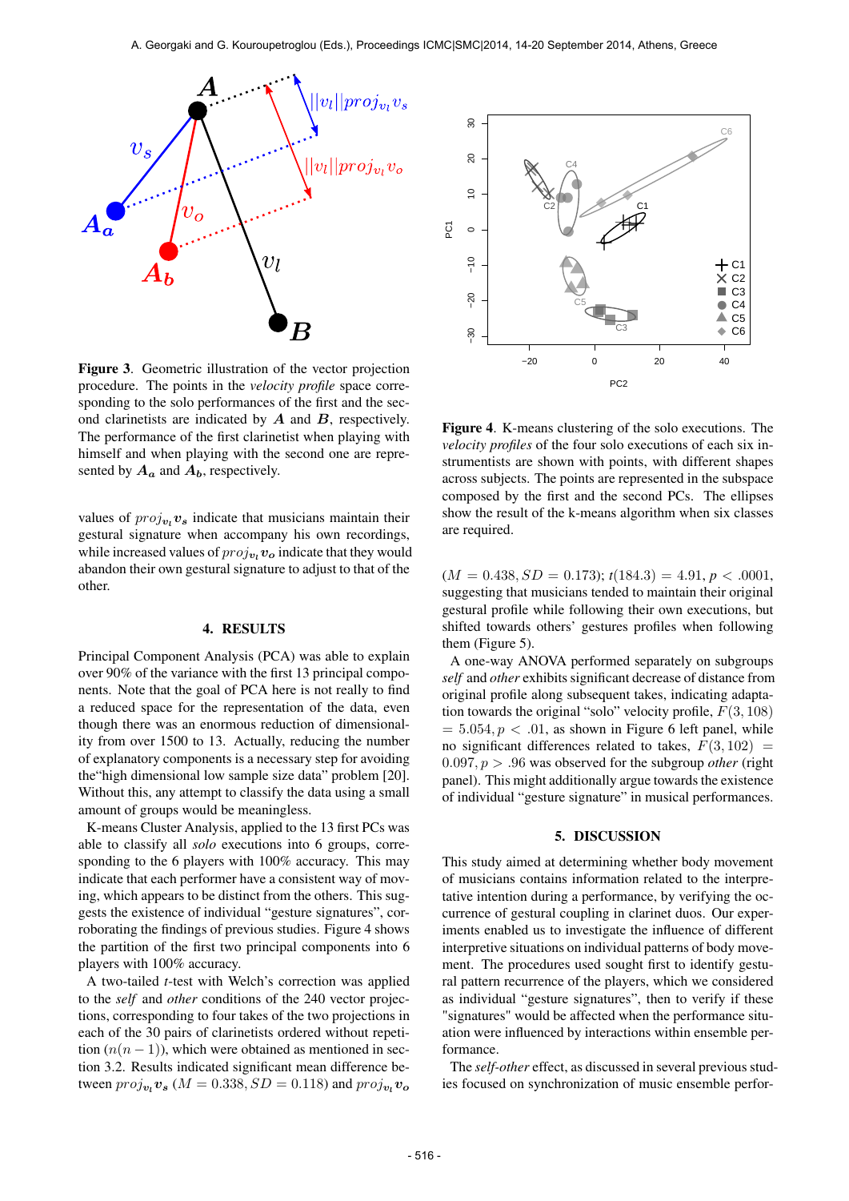**Figure 3**. Geometric illustration of the vector projection procedure. The points in the *velocity profile* space corresponding to the solo performances of the first and the second clarinetists are indicated by $\boldsymbol{A}$ and $\boldsymbol{B}$, respectively. The performance of the first clarinetist when playing with himself and when playing with the second one are represented by $\boldsymbol{A_a}$ and $\boldsymbol{A_b}$, respectively.

values of $proj_{v_l}\boldsymbol{v_s}$ indicate that musicians maintain their gestural signature when accompany his own recordings, while increased values of $proj_{v_l}\boldsymbol{v_o}$ indicate that they would abandon their own gestural signature to adjust to that of the other.

## 4. RESULTS

Principal Component Analysis (PCA) was able to explain over 90% of the variance with the first 13 principal components. Note that the goal of PCA here is not really to find a reduced space for the representation of the data, even though there was an enormous reduction of dimensionality from over 1500 to 13. Actually, reducing the number of explanatory components is a necessary step for avoiding the"high dimensional low sample size data" problem [20]. Without this, any attempt to classify the data using a small amount of groups would be meaningless.

K-means Cluster Analysis, applied to the 13 first PCs was able to classify all *solo* executions into 6 groups, corresponding to the 6 players with 100% accuracy. This may indicate that each performer have a consistent way of moving, which appears to be distinct from the others. This suggests the existence of individual "gesture signatures", corroborating the findings of previous studies. Figure 4 shows the partition of the first two principal components into 6 players with 100% accuracy.

A two-tailed *t*-test with Welch's correction was applied to the *self* and *other* conditions of the 240 vector projections, corresponding to four takes of the two projections in each of the 30 pairs of clarinetists ordered without repetition ($n(n-1)$), which were obtained as mentioned in section 3.2. Results indicated significant mean difference between $proj_{v_l}\boldsymbol{v_s}$ ($M = 0.338, SD = 0.118$) and $proj_{v_l}\boldsymbol{v_o}$ ($M = 0.438, SD = 0.173$); $t(184.3) = 4.91, p < .0001$, suggesting that musicians tended to maintain their original gestural profile while following their own executions, but shifted towards others' gestures profiles when following them (Figure 5).

**Figure 4**. K-means clustering of the solo executions. The *velocity profiles* of the four solo executions of each six instrumentists are shown with points, with different shapes across subjects. The points are represented in the subspace composed by the first and the second PCs. The ellipses show the result of the k-means algorithm when six classes are required.

A one-way ANOVA performed separately on subgroups *self* and *other* exhibits significant decrease of distance from original profile along subsequent takes, indicating adaptation towards the original "solo" velocity profile, $F(3, 108) = 5.054, p < .01$, as shown in Figure 6 left panel, while no significant differences related to takes, $F(3, 102) = 0.097, p > .96$ was observed for the subgroup *other* (right panel). This might additionally argue towards the existence of individual "gesture signature" in musical performances.

## 5. DISCUSSION

This study aimed at determining whether body movement of musicians contains information related to the interpretative intention during a performance, by verifying the occurrence of gestural coupling in clarinet duos. Our experiments enabled us to investigate the influence of different interpretive situations on individual patterns of body movement. The procedures used sought first to identify gestural pattern recurrence of the players, which we considered as individual "gesture signatures", then to verify if these "signatures" would be affected when the performance situation were influenced by interactions within ensemble performance.

The *self-other* effect, as discussed in several previous studies focused on synchronization of music ensemble perfor-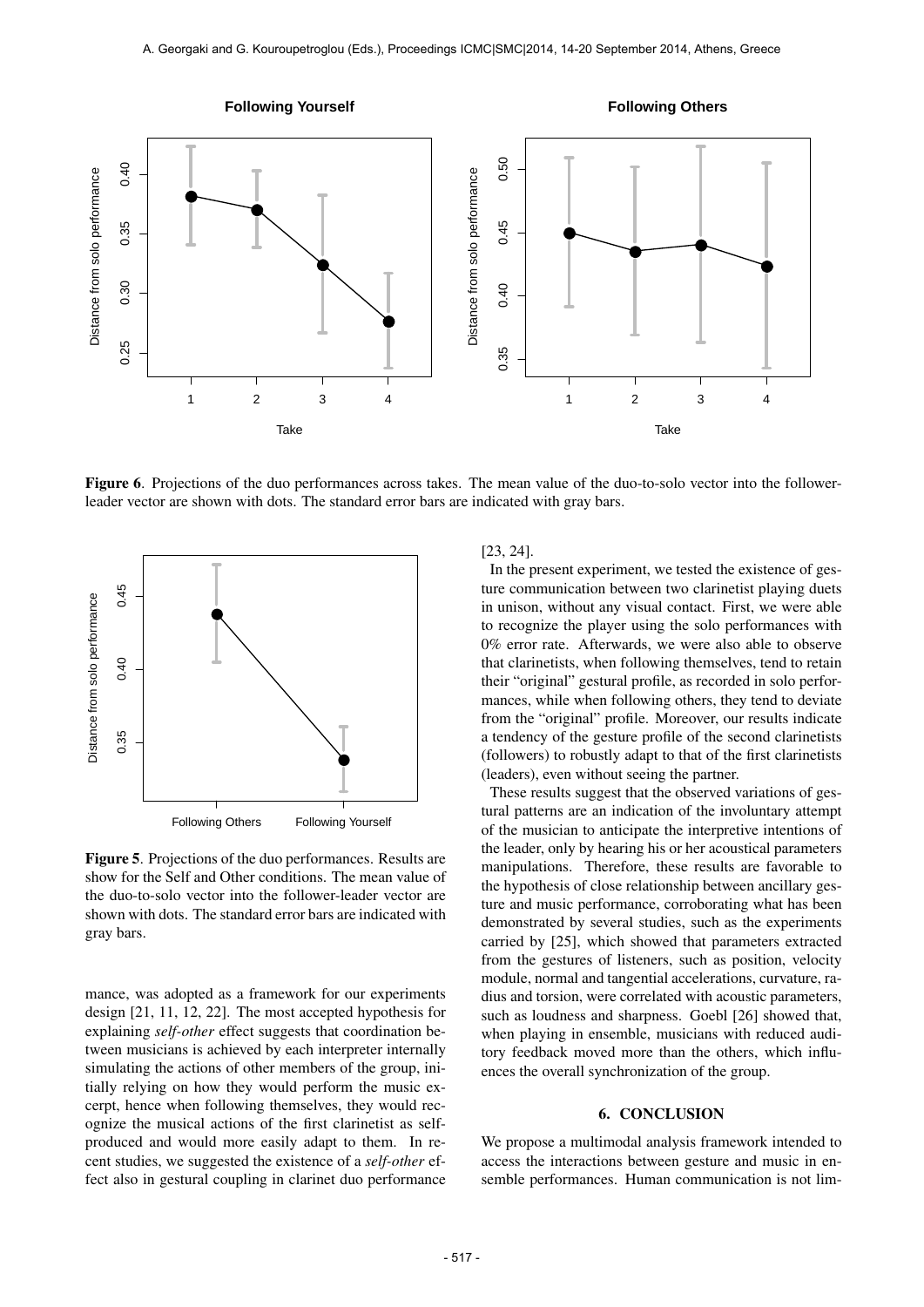Figure 6. Projections of the duo performances across takes. The mean value of the duo-to-solo vector into the follower-leader vector are shown with dots. The standard error bars are indicated with gray bars.

Figure 5. Projections of the duo performances. Results are show for the Self and Other conditions. The mean value of the duo-to-solo vector into the follower-leader vector are shown with dots. The standard error bars are indicated with gray bars.

mance, was adopted as a framework for our experiments design [21, 11, 12, 22]. The most accepted hypothesis for explaining *self-other* effect suggests that coordination between musicians is achieved by each interpreter internally simulating the actions of other members of the group, initially relying on how they would perform the music excerpt, hence when following themselves, they would recognize the musical actions of the first clarinetist as self-produced and would more easily adapt to them. In recent studies, we suggested the existence of a *self-other* effect also in gestural coupling in clarinet duo performance [23, 24].

In the present experiment, we tested the existence of gesture communication between two clarinetist playing duets in unison, without any visual contact. First, we were able to recognize the player using the solo performances with 0% error rate. Afterwards, we were also able to observe that clarinetists, when following themselves, tend to retain their "original" gestural profile, as recorded in solo performances, while when following others, they tend to deviate from the "original" profile. Moreover, our results indicate a tendency of the gesture profile of the second clarinetists (followers) to robustly adapt to that of the first clarinetists (leaders), even without seeing the partner.

These results suggest that the observed variations of gestural patterns are an indication of the involuntary attempt of the musician to anticipate the interpretive intentions of the leader, only by hearing his or her acoustical parameters manipulations. Therefore, these results are favorable to the hypothesis of close relationship between ancillary gesture and music performance, corroborating what has been demonstrated by several studies, such as the experiments carried by [25], which showed that parameters extracted from the gestures of listeners, such as position, velocity module, normal and tangential accelerations, curvature, radius and torsion, were correlated with acoustic parameters, such as loudness and sharpness. Goebl [26] showed that, when playing in ensemble, musicians with reduced auditory feedback moved more than the others, which influences the overall synchronization of the group.

## 6. CONCLUSION

We propose a multimodal analysis framework intended to access the interactions between gesture and music in ensemble performances. Human communication is not lim-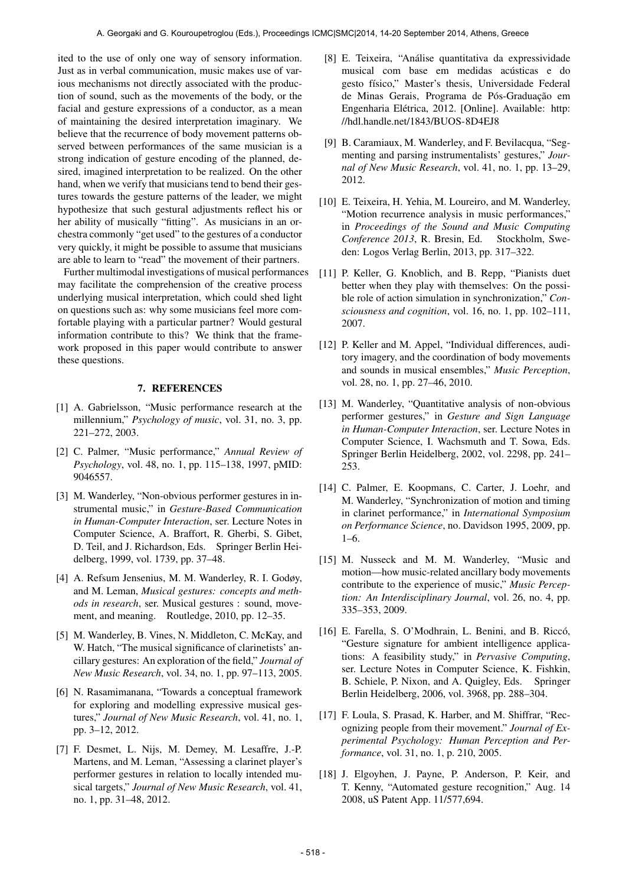ited to the use of only one way of sensory information. Just as in verbal communication, music makes use of various mechanisms not directly associated with the production of sound, such as the movements of the body, or the facial and gesture expressions of a conductor, as a mean of maintaining the desired interpretation imaginary. We believe that the recurrence of body movement patterns observed between performances of the same musician is a strong indication of gesture encoding of the planned, desired, imagined interpretation to be realized. On the other hand, when we verify that musicians tend to bend their gestures towards the gesture patterns of the leader, we might hypothesize that such gestural adjustments reflect his or her ability of musically "fitting". As musicians in an orchestra commonly "get used" to the gestures of a conductor very quickly, it might be possible to assume that musicians are able to learn to "read" the movement of their partners.

Further multimodal investigations of musical performances may facilitate the comprehension of the creative process underlying musical interpretation, which could shed light on questions such as: why some musicians feel more comfortable playing with a particular partner? Would gestural information contribute to this? We think that the framework proposed in this paper would contribute to answer these questions.

## 7. REFERENCES

[1] A. Gabrielsson, "Music performance research at the millennium," *Psychology of music*, vol. 31, no. 3, pp. 221–272, 2003.

[2] C. Palmer, "Music performance," *Annual Review of Psychology*, vol. 48, no. 1, pp. 115–138, 1997, pMID: 9046557.

[3] M. Wanderley, "Non-obvious performer gestures in instrumental music," in *Gesture-Based Communication in Human-Computer Interaction*, ser. Lecture Notes in Computer Science, A. Braffort, R. Gherbi, S. Gibet, D. Teil, and J. Richardson, Eds. Springer Berlin Heidelberg, 1999, vol. 1739, pp. 37–48.

[4] A. Refsum Jensenius, M. M. Wanderley, R. I. Godøy, and M. Leman, *Musical gestures: concepts and methods in research*, ser. Musical gestures : sound, movement, and meaning. Routledge, 2010, pp. 12–35.

[5] M. Wanderley, B. Vines, N. Middleton, C. McKay, and W. Hatch, "The musical significance of clarinetists' ancillary gestures: An exploration of the field," *Journal of New Music Research*, vol. 34, no. 1, pp. 97–113, 2005.

[6] N. Rasamimanana, "Towards a conceptual framework for exploring and modelling expressive musical gestures," *Journal of New Music Research*, vol. 41, no. 1, pp. 3–12, 2012.

[7] F. Desmet, L. Nijs, M. Demey, M. Lesaffre, J.-P. Martens, and M. Leman, "Assessing a clarinet player's performer gestures in relation to locally intended musical targets," *Journal of New Music Research*, vol. 41, no. 1, pp. 31–48, 2012.

[8] E. Teixeira, "Análise quantitativa da expressividade musical com base em medidas acústicas e do gesto físico," Master's thesis, Universidade Federal de Minas Gerais, Programa de Pós-Graduação em Engenharia Elétrica, 2012. [Online]. Available: http://hdl.handle.net/1843/BUOS-8D4EJ8

[9] B. Caramiaux, M. Wanderley, and F. Bevilacqua, "Segmenting and parsing instrumentalists' gestures," *Journal of New Music Research*, vol. 41, no. 1, pp. 13–29, 2012.

[10] E. Teixeira, H. Yehia, M. Loureiro, and M. Wanderley, "Motion recurrence analysis in music performances," in *Proceedings of the Sound and Music Computing Conference 2013*, R. Bresin, Ed. Stockholm, Sweden: Logos Verlag Berlin, 2013, pp. 317–322.

[11] P. Keller, G. Knoblich, and B. Repp, "Pianists duet better when they play with themselves: On the possible role of action simulation in synchronization," *Consciousness and cognition*, vol. 16, no. 1, pp. 102–111, 2007.

[12] P. Keller and M. Appel, "Individual differences, auditory imagery, and the coordination of body movements and sounds in musical ensembles," *Music Perception*, vol. 28, no. 1, pp. 27–46, 2010.

[13] M. Wanderley, "Quantitative analysis of non-obvious performer gestures," in *Gesture and Sign Language in Human-Computer Interaction*, ser. Lecture Notes in Computer Science, I. Wachsmuth and T. Sowa, Eds. Springer Berlin Heidelberg, 2002, vol. 2298, pp. 241–253.

[14] C. Palmer, E. Koopmans, C. Carter, J. Loehr, and M. Wanderley, "Synchronization of motion and timing in clarinet performance," in *International Symposium on Performance Science*, no. Davidson 1995, 2009, pp. 1–6.

[15] M. Nusseck and M. M. Wanderley, "Music and motion—how music-related ancillary body movements contribute to the experience of music," *Music Perception: An Interdisciplinary Journal*, vol. 26, no. 4, pp. 335–353, 2009.

[16] E. Farella, S. O'Modhrain, L. Benini, and B. Riccó, "Gesture signature for ambient intelligence applications: A feasibility study," in *Pervasive Computing*, ser. Lecture Notes in Computer Science, K. Fishkin, B. Schiele, P. Nixon, and A. Quigley, Eds. Springer Berlin Heidelberg, 2006, vol. 3968, pp. 288–304.

[17] F. Loula, S. Prasad, K. Harber, and M. Shiffrar, "Recognizing people from their movement." *Journal of Experimental Psychology: Human Perception and Performance*, vol. 31, no. 1, p. 210, 2005.

[18] J. Elgoyhen, J. Payne, P. Anderson, P. Keir, and T. Kenny, "Automated gesture recognition," Aug. 14 2008, uS Patent App. 11/577,694.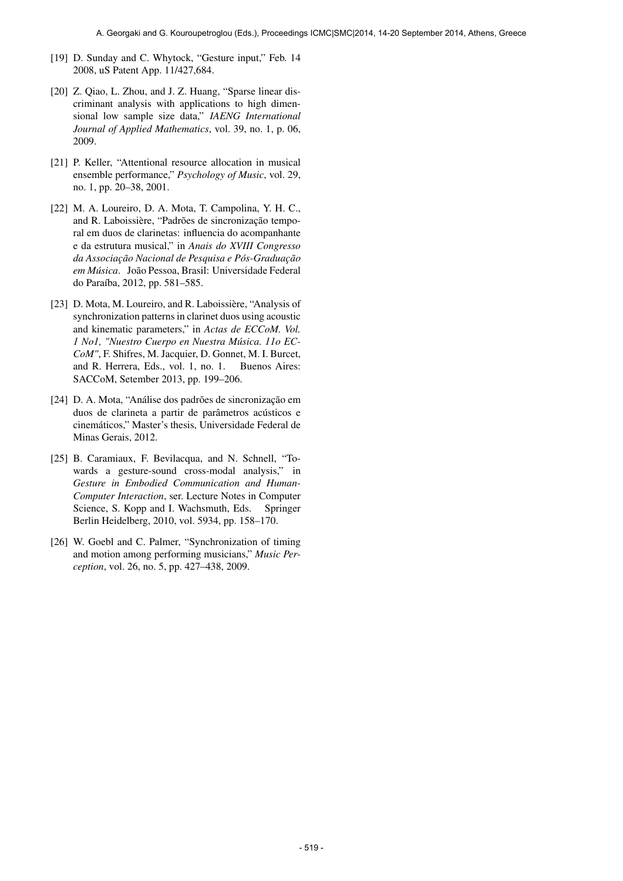[19] D. Sunday and C. Whytock, "Gesture input," Feb. 14 2008, uS Patent App. 11/427,684.

[20] Z. Qiao, L. Zhou, and J. Z. Huang, "Sparse linear discriminant analysis with applications to high dimensional low sample size data," *IAENG International Journal of Applied Mathematics*, vol. 39, no. 1, p. 06, 2009.

[21] P. Keller, "Attentional resource allocation in musical ensemble performance," *Psychology of Music*, vol. 29, no. 1, pp. 20–38, 2001.

[22] M. A. Loureiro, D. A. Mota, T. Campolina, Y. H. C., and R. Laboissière, "Padrões de sincronização temporal em duos de clarinetas: influencia do acompanhante e da estrutura musical," in *Anais do XVIII Congresso da Associação Nacional de Pesquisa e Pós-Graduação em Música*. João Pessoa, Brasil: Universidade Federal do Paraíba, 2012, pp. 581–585.

[23] D. Mota, M. Loureiro, and R. Laboissière, "Analysis of synchronization patterns in clarinet duos using acoustic and kinematic parameters," in *Actas de ECCoM. Vol. 1 No1, "Nuestro Cuerpo en Nuestra Música. 11o ECCoM"*, F. Shifres, M. Jacquier, D. Gonnet, M. I. Burcet, and R. Herrera, Eds., vol. 1, no. 1. Buenos Aires: SACCoM, Setember 2013, pp. 199–206.

[24] D. A. Mota, "Análise dos padrões de sincronização em duos de clarineta a partir de parâmetros acústicos e cinemáticos," Master's thesis, Universidade Federal de Minas Gerais, 2012.

[25] B. Caramiaux, F. Bevilacqua, and N. Schnell, "Towards a gesture-sound cross-modal analysis," in *Gesture in Embodied Communication and Human-Computer Interaction*, ser. Lecture Notes in Computer Science, S. Kopp and I. Wachsmuth, Eds. Springer Berlin Heidelberg, 2010, vol. 5934, pp. 158–170.

[26] W. Goebl and C. Palmer, "Synchronization of timing and motion among performing musicians," *Music Perception*, vol. 26, no. 5, pp. 427–438, 2009.